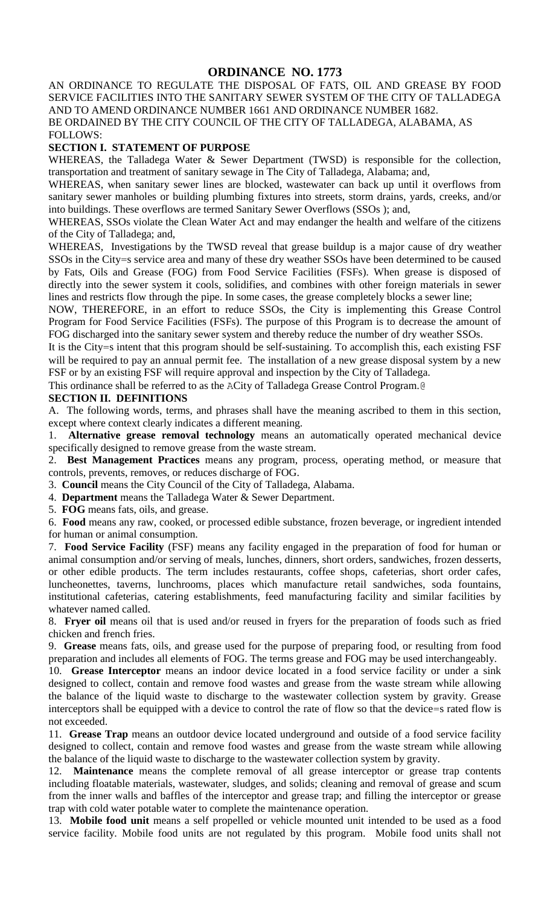# ORDINANCE NO. 1773

AN ORDINANCE TO REGULATE THE DISPOSAL OF FATS, OIL AND GREASE BY FOOD SERVICE FACILITIES INTO THE SANITARY SEWER SYSTEM OF THE CITY OF TALLADEGA AND TO AMEND ORDINANCE NUMBER 1661 AND ORDINANCE NUMBER 1682.

BE ORDAINED BY THE CITY COUNCIL OF THE CITY OF TALLADEGA, ALABAMA, AS FOLLOWS:

**SECTION I. STATEMENT OF PURPOSE**

WHEREAS, the Talladega Water & Sewer Department (TWSD) is responsible for the collection, transportation and treatment of sanitary sewage in The City of Talladega, Alabama; and,

WHEREAS, when sanitary sewer lines are blocked, wastewater can back up until it overflows from sanitary sewer manholes or building plumbing fixtures into streets, storm drains, yards, creeks, and/or into buildings. These overflows are termed Sanitary Sewer Overflows (SSOs ); and,

WHEREAS, SSOs violate the Clean Water Act and may endanger the health and welfare of the citizens of the City of Talladega; and,

WHEREAS, Investigations by the TWSD reveal that grease buildup is a major cause of dry weather SSOs in the City=s service area and many of these dry weather SSOs have been determined to be caused by Fats, Oils and Grease (FOG) from Food Service Facilities (FSFs). When grease is disposed of directly into the sewer system it cools, solidifies, and combines with other foreign materials in sewer lines and restricts flow through the pipe. In some cases, the grease completely blocks a sewer line;

NOW, THEREFORE, in an effort to reduce SSOs, the City is implementing this Grease Control Program for Food Service Facilities (FSFs). The purpose of this Program is to decrease the amount of FOG discharged into the sanitary sewer system and thereby reduce the number of dry weather SSOs.

It is the City=s intent that this program should be self-sustaining. To accomplish this, each existing FSF will be required to pay an annual permit fee. The installation of a new grease disposal system by a new FSF or by an existing FSF will require approval and inspection by the City of Talladega.

This ordinance shall be referred to as the ACity of Talladega Grease Control Program.@

**SECTION II. DEFINITIONS**

A. The following words, terms, and phrases shall have the meaning ascribed to them in this section, except where context clearly indicates a different meaning.

1. **Alternative grease removal technology** means an automatically operated mechanical device specifically designed to remove grease from the waste stream.
2. **Best Management Practices** means any program, process, operating method, or measure that controls, prevents, removes, or reduces discharge of FOG.
3. **Council** means the City Council of the City of Talladega, Alabama.
4. **Department** means the Talladega Water & Sewer Department.
5. **FOG** means fats, oils, and grease.
6. **Food** means any raw, cooked, or processed edible substance, frozen beverage, or ingredient intended for human or animal consumption.
7. **Food Service Facility** (FSF) means any facility engaged in the preparation of food for human or animal consumption and/or serving of meals, lunches, dinners, short orders, sandwiches, frozen desserts, or other edible products. The term includes restaurants, coffee shops, cafeterias, short order cafes, luncheonettes, taverns, lunchrooms, places which manufacture retail sandwiches, soda fountains, institutional cafeterias, catering establishments, feed manufacturing facility and similar facilities by whatever named called.
8. **Fryer oil** means oil that is used and/or reused in fryers for the preparation of foods such as fried chicken and french fries.
9. **Grease** means fats, oils, and grease used for the purpose of preparing food, or resulting from food preparation and includes all elements of FOG. The terms grease and FOG may be used interchangeably.
10. **Grease Interceptor** means an indoor device located in a food service facility or under a sink designed to collect, contain and remove food wastes and grease from the waste stream while allowing the balance of the liquid waste to discharge to the wastewater collection system by gravity. Grease interceptors shall be equipped with a device to control the rate of flow so that the device=s rated flow is not exceeded.
11. **Grease Trap** means an outdoor device located underground and outside of a food service facility designed to collect, contain and remove food wastes and grease from the waste stream while allowing the balance of the liquid waste to discharge to the wastewater collection system by gravity.
12. **Maintenance** means the complete removal of all grease interceptor or grease trap contents including floatable materials, wastewater, sludges, and solids; cleaning and removal of grease and scum from the inner walls and baffles of the interceptor and grease trap; and filling the interceptor or grease trap with cold water potable water to complete the maintenance operation.
13. **Mobile food unit** means a self propelled or vehicle mounted unit intended to be used as a food service facility. Mobile food units are not regulated by this program. Mobile food units shall not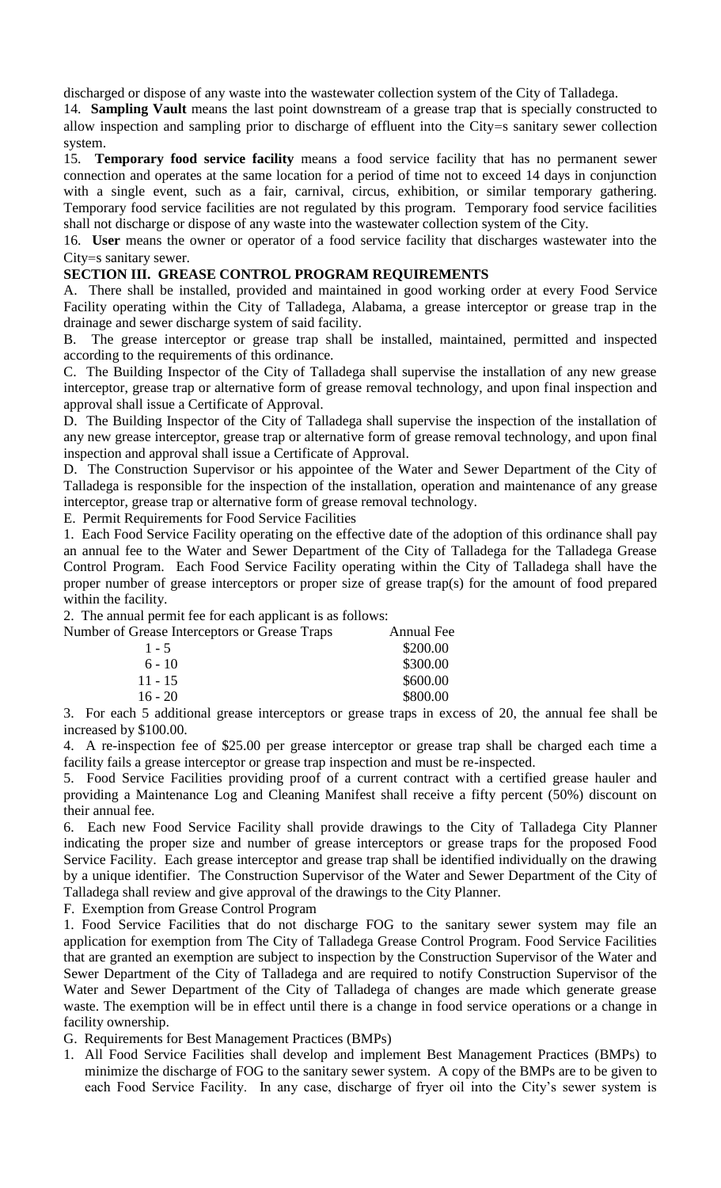discharged or dispose of any waste into the wastewater collection system of the City of Talladega.

14. **Sampling Vault** means the last point downstream of a grease trap that is specially constructed to allow inspection and sampling prior to discharge of effluent into the City=s sanitary sewer collection system.

15. **Temporary food service facility** means a food service facility that has no permanent sewer connection and operates at the same location for a period of time not to exceed 14 days in conjunction with a single event, such as a fair, carnival, circus, exhibition, or similar temporary gathering. Temporary food service facilities are not regulated by this program. Temporary food service facilities shall not discharge or dispose of any waste into the wastewater collection system of the City.

16. **User** means the owner or operator of a food service facility that discharges wastewater into the City=s sanitary sewer.

**SECTION III. GREASE CONTROL PROGRAM REQUIREMENTS**

A. There shall be installed, provided and maintained in good working order at every Food Service Facility operating within the City of Talladega, Alabama, a grease interceptor or grease trap in the drainage and sewer discharge system of said facility.

B. The grease interceptor or grease trap shall be installed, maintained, permitted and inspected according to the requirements of this ordinance.

C. The Building Inspector of the City of Talladega shall supervise the installation of any new grease interceptor, grease trap or alternative form of grease removal technology, and upon final inspection and approval shall issue a Certificate of Approval.

D. The Building Inspector of the City of Talladega shall supervise the inspection of the installation of any new grease interceptor, grease trap or alternative form of grease removal technology, and upon final inspection and approval shall issue a Certificate of Approval.

D. The Construction Supervisor or his appointee of the Water and Sewer Department of the City of Talladega is responsible for the inspection of the installation, operation and maintenance of any grease interceptor, grease trap or alternative form of grease removal technology.

E. Permit Requirements for Food Service Facilities

1. Each Food Service Facility operating on the effective date of the adoption of this ordinance shall pay an annual fee to the Water and Sewer Department of the City of Talladega for the Talladega Grease Control Program. Each Food Service Facility operating within the City of Talladega shall have the proper number of grease interceptors or proper size of grease trap(s) for the amount of food prepared within the facility.

2. The annual permit fee for each applicant is as follows:

| Number of Grease Interceptors or Grease Traps | Annual Fee |
|---|---|
| 1 - 5 | \$200.00 |
| 6 - 10 | \$300.00 |
| 11 - 15 | \$600.00 |
| 16 - 20 | \$800.00 |

3. For each 5 additional grease interceptors or grease traps in excess of 20, the annual fee shall be increased by \$100.00.

4. A re-inspection fee of \$25.00 per grease interceptor or grease trap shall be charged each time a facility fails a grease interceptor or grease trap inspection and must be re-inspected.

5. Food Service Facilities providing proof of a current contract with a certified grease hauler and providing a Maintenance Log and Cleaning Manifest shall receive a fifty percent (50%) discount on their annual fee.

6. Each new Food Service Facility shall provide drawings to the City of Talladega City Planner indicating the proper size and number of grease interceptors or grease traps for the proposed Food Service Facility. Each grease interceptor and grease trap shall be identified individually on the drawing by a unique identifier. The Construction Supervisor of the Water and Sewer Department of the City of Talladega shall review and give approval of the drawings to the City Planner.

F. Exemption from Grease Control Program

1. Food Service Facilities that do not discharge FOG to the sanitary sewer system may file an application for exemption from The City of Talladega Grease Control Program. Food Service Facilities that are granted an exemption are subject to inspection by the Construction Supervisor of the Water and Sewer Department of the City of Talladega and are required to notify Construction Supervisor of the Water and Sewer Department of the City of Talladega of changes are made which generate grease waste. The exemption will be in effect until there is a change in food service operations or a change in facility ownership.

G. Requirements for Best Management Practices (BMPs)

1. All Food Service Facilities shall develop and implement Best Management Practices (BMPs) to minimize the discharge of FOG to the sanitary sewer system. A copy of the BMPs are to be given to each Food Service Facility. In any case, discharge of fryer oil into the City's sewer system is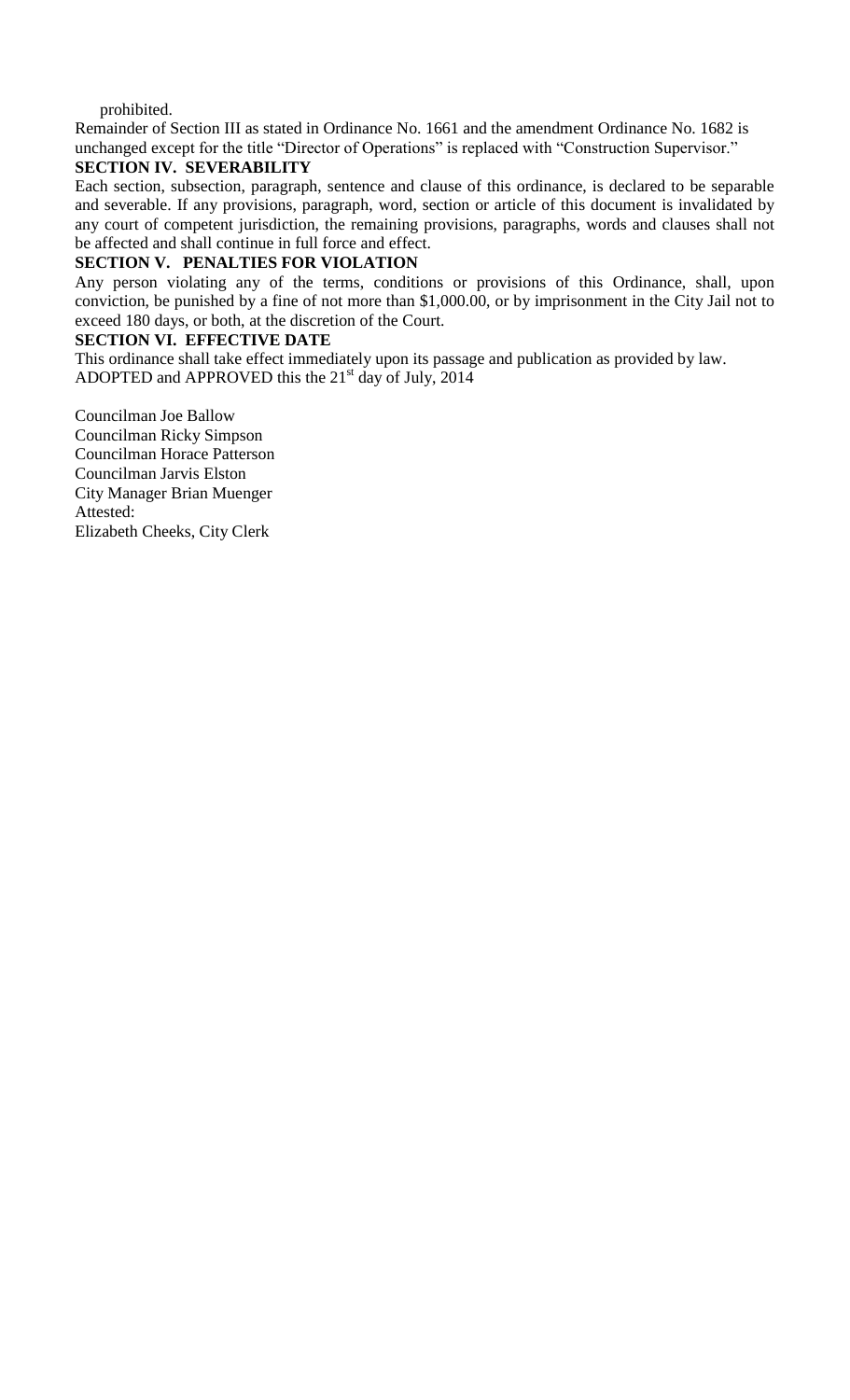prohibited.

Remainder of Section III as stated in Ordinance No. 1661 and the amendment Ordinance No. 1682 is unchanged except for the title "Director of Operations" is replaced with "Construction Supervisor."

**SECTION IV. SEVERABILITY**

Each section, subsection, paragraph, sentence and clause of this ordinance, is declared to be separable and severable. If any provisions, paragraph, word, section or article of this document is invalidated by any court of competent jurisdiction, the remaining provisions, paragraphs, words and clauses shall not be affected and shall continue in full force and effect.

**SECTION V. PENALTIES FOR VIOLATION**

Any person violating any of the terms, conditions or provisions of this Ordinance, shall, upon conviction, be punished by a fine of not more than $1,000.00, or by imprisonment in the City Jail not to exceed 180 days, or both, at the discretion of the Court.

**SECTION VI. EFFECTIVE DATE**

This ordinance shall take effect immediately upon its passage and publication as provided by law.

ADOPTED and APPROVED this the 21st day of July, 2014

Councilman Joe Ballow
Councilman Ricky Simpson
Councilman Horace Patterson
Councilman Jarvis Elston
City Manager Brian Muenger
Attested:
Elizabeth Cheeks, City Clerk